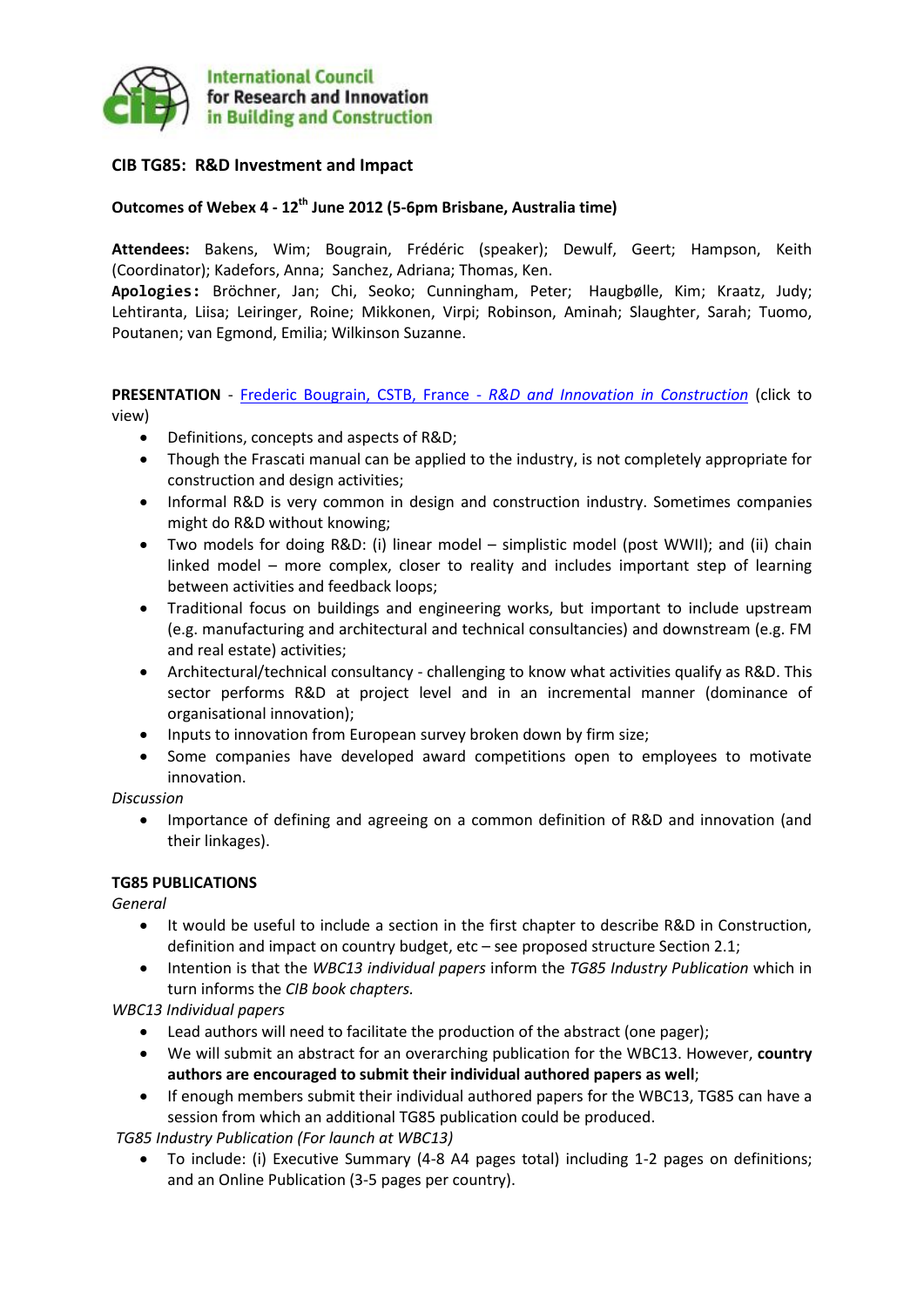International Council for Research and Innovation in Building and Construction

## CIB TG85: R&D Investment and Impact

### Outcomes of Webex 4 - 12th June 2012 (5-6pm Brisbane, Australia time)

**Attendees:** Bakens, Wim; Bougrain, Frédéric (speaker); Dewulf, Geert; Hampson, Keith (Coordinator); Kadefors, Anna; Sanchez, Adriana; Thomas, Ken.
**Apologies:** Bröchner, Jan; Chi, Seoko; Cunningham, Peter; Haugbølle, Kim; Kraatz, Judy; Lehtiranta, Liisa; Leiringer, Roine; Mikkonen, Virpi; Robinson, Aminah; Slaughter, Sarah; Tuomo, Poutanen; van Egmond, Emilia; Wilkinson Suzanne.

**PRESENTATION** - Frederic Bougrain, CSTB, France - *R&D and Innovation in Construction* (click to view)

- Definitions, concepts and aspects of R&D;
- Though the Frascati manual can be applied to the industry, is not completely appropriate for construction and design activities;
- Informal R&D is very common in design and construction industry. Sometimes companies might do R&D without knowing;
- Two models for doing R&D: (i) linear model – simplistic model (post WWII); and (ii) chain linked model – more complex, closer to reality and includes important step of learning between activities and feedback loops;
- Traditional focus on buildings and engineering works, but important to include upstream (e.g. manufacturing and architectural and technical consultancies) and downstream (e.g. FM and real estate) activities;
- Architectural/technical consultancy - challenging to know what activities qualify as R&D. This sector performs R&D at project level and in an incremental manner (dominance of organisational innovation);
- Inputs to innovation from European survey broken down by firm size;
- Some companies have developed award competitions open to employees to motivate innovation.

*Discussion*

- Importance of defining and agreeing on a common definition of R&D and innovation (and their linkages).

**TG85 PUBLICATIONS**

*General*

- It would be useful to include a section in the first chapter to describe R&D in Construction, definition and impact on country budget, etc – see proposed structure Section 2.1;
- Intention is that the *WBC13 individual papers* inform the *TG85 Industry Publication* which in turn informs the *CIB book chapters.*

*WBC13 Individual papers*

- Lead authors will need to facilitate the production of the abstract (one pager);
- We will submit an abstract for an overarching publication for the WBC13. However, **country authors are encouraged to submit their individual authored papers as well**;
- If enough members submit their individual authored papers for the WBC13, TG85 can have a session from which an additional TG85 publication could be produced.

*TG85 Industry Publication (For launch at WBC13)*

- To include: (i) Executive Summary (4-8 A4 pages total) including 1-2 pages on definitions; and an Online Publication (3-5 pages per country).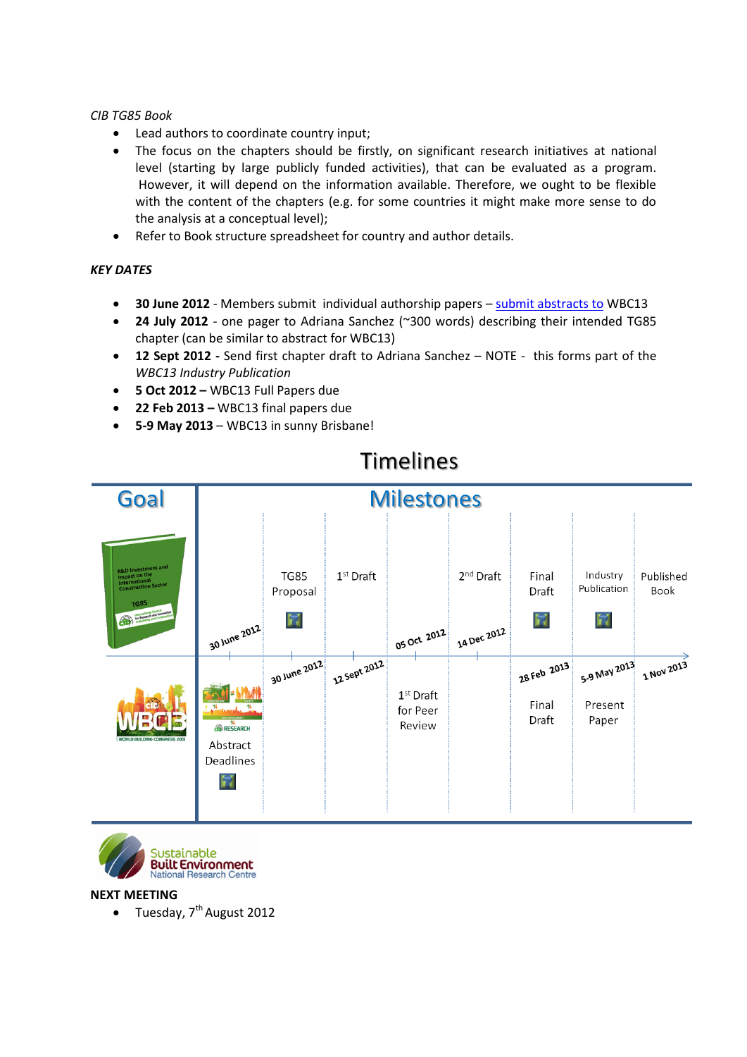*CIB TG85 Book*

- Lead authors to coordinate country input;
- The focus on the chapters should be firstly, on significant research initiatives at national level (starting by large publicly funded activities), that can be evaluated as a program. However, it will depend on the information available. Therefore, we ought to be flexible with the content of the chapters (e.g. for some countries it might make more sense to do the analysis at a conceptual level);
- Refer to Book structure spreadsheet for country and author details.

***KEY DATES***

- **30 June 2012** - Members submit individual authorship papers – submit abstracts to WBC13
- **24 July 2012** - one pager to Adriana Sanchez (~300 words) describing their intended TG85 chapter (can be similar to abstract for WBC13)
- **12 Sept 2012 -** Send first chapter draft to Adriana Sanchez – NOTE - this forms part of the *WBC13 Industry Publication*
- **5 Oct 2012 –** WBC13 Full Papers due
- **22 Feb 2013 –** WBC13 final papers due
- **5-9 May 2013** – WBC13 in sunny Brisbane!

Timelines

Goal

Milestones

30 June 2012

TG85 Proposal

1st Draft

05 Oct 2012

2nd Draft

14 Dec 2012

Final Draft

Industry Publication

Published Book

Abstract Deadlines

30 June 2012

12 Sept 2012

1st Draft for Peer Review

28 Feb 2013

Final Draft

5-9 May 2013

Present Paper

1 Nov 2013

**NEXT MEETING**

- Tuesday, 7th August 2012